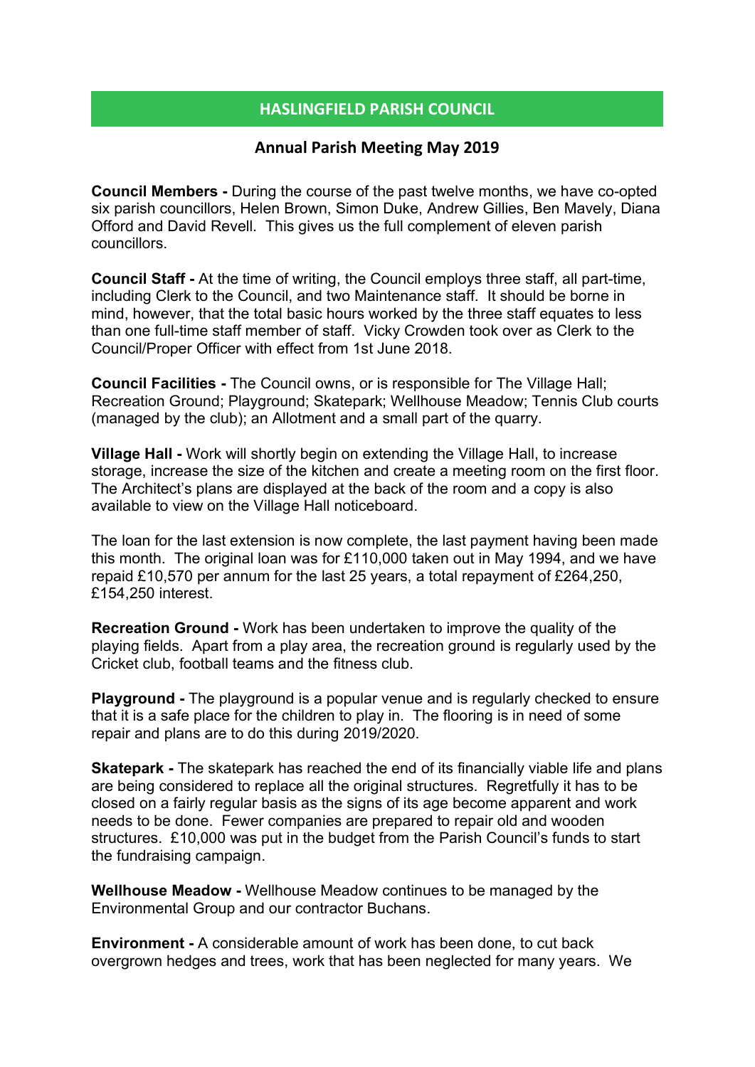# HASLINGFIELD PARISH COUNCIL

## Annual Parish Meeting May 2019

**Council Members -** During the course of the past twelve months, we have co-opted six parish councillors, Helen Brown, Simon Duke, Andrew Gillies, Ben Mavely, Diana Offord and David Revell. This gives us the full complement of eleven parish councillors.

**Council Staff -** At the time of writing, the Council employs three staff, all part-time, including Clerk to the Council, and two Maintenance staff. It should be borne in mind, however, that the total basic hours worked by the three staff equates to less than one full-time staff member of staff. Vicky Crowden took over as Clerk to the Council/Proper Officer with effect from 1st June 2018.

**Council Facilities -** The Council owns, or is responsible for The Village Hall; Recreation Ground; Playground; Skatepark; Wellhouse Meadow; Tennis Club courts (managed by the club); an Allotment and a small part of the quarry.

**Village Hall -** Work will shortly begin on extending the Village Hall, to increase storage, increase the size of the kitchen and create a meeting room on the first floor. The Architect's plans are displayed at the back of the room and a copy is also available to view on the Village Hall noticeboard.

The loan for the last extension is now complete, the last payment having been made this month. The original loan was for £110,000 taken out in May 1994, and we have repaid £10,570 per annum for the last 25 years, a total repayment of £264,250, £154,250 interest.

**Recreation Ground -** Work has been undertaken to improve the quality of the playing fields. Apart from a play area, the recreation ground is regularly used by the Cricket club, football teams and the fitness club.

**Playground -** The playground is a popular venue and is regularly checked to ensure that it is a safe place for the children to play in. The flooring is in need of some repair and plans are to do this during 2019/2020.

**Skatepark -** The skatepark has reached the end of its financially viable life and plans are being considered to replace all the original structures. Regretfully it has to be closed on a fairly regular basis as the signs of its age become apparent and work needs to be done. Fewer companies are prepared to repair old and wooden structures. £10,000 was put in the budget from the Parish Council's funds to start the fundraising campaign.

**Wellhouse Meadow -** Wellhouse Meadow continues to be managed by the Environmental Group and our contractor Buchans.

**Environment -** A considerable amount of work has been done, to cut back overgrown hedges and trees, work that has been neglected for many years. We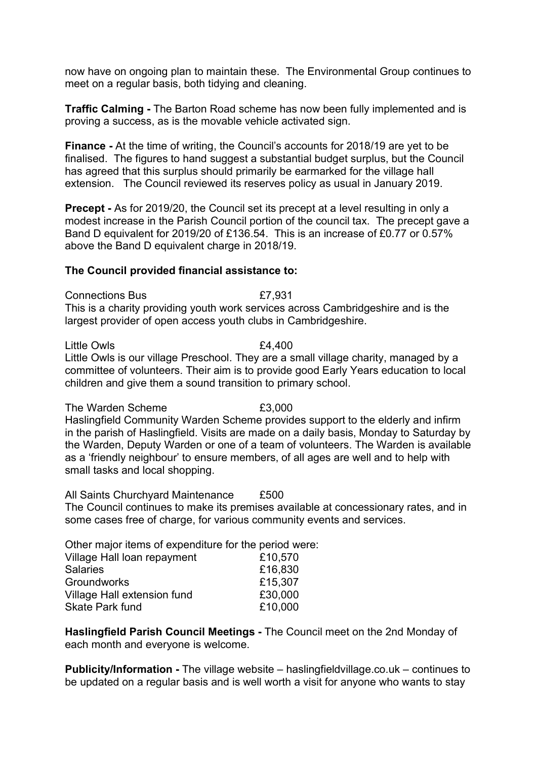now have on ongoing plan to maintain these. The Environmental Group continues to meet on a regular basis, both tidying and cleaning.

**Traffic Calming -** The Barton Road scheme has now been fully implemented and is proving a success, as is the movable vehicle activated sign.

**Finance -** At the time of writing, the Council's accounts for 2018/19 are yet to be finalised. The figures to hand suggest a substantial budget surplus, but the Council has agreed that this surplus should primarily be earmarked for the village hall extension. The Council reviewed its reserves policy as usual in January 2019.

**Precept -** As for 2019/20, the Council set its precept at a level resulting in only a modest increase in the Parish Council portion of the council tax. The precept gave a Band D equivalent for 2019/20 of £136.54. This is an increase of £0.77 or 0.57% above the Band D equivalent charge in 2018/19.

**The Council provided financial assistance to:**

Connections Bus £7,931

This is a charity providing youth work services across Cambridgeshire and is the largest provider of open access youth clubs in Cambridgeshire.

Little Owls £4,400

Little Owls is our village Preschool. They are a small village charity, managed by a committee of volunteers. Their aim is to provide good Early Years education to local children and give them a sound transition to primary school.

The Warden Scheme £3,000

Haslingfield Community Warden Scheme provides support to the elderly and infirm in the parish of Haslingfield. Visits are made on a daily basis, Monday to Saturday by the Warden, Deputy Warden or one of a team of volunteers. The Warden is available as a 'friendly neighbour' to ensure members, of all ages are well and to help with small tasks and local shopping.

All Saints Churchyard Maintenance £500

The Council continues to make its premises available at concessionary rates, and in some cases free of charge, for various community events and services.

Other major items of expenditure for the period were:

| | |
|---|---|
| Village Hall loan repayment | £10,570 |
| Salaries | £16,830 |
| Groundworks | £15,307 |
| Village Hall extension fund | £30,000 |
| Skate Park fund | £10,000 |

**Haslingfield Parish Council Meetings -** The Council meet on the 2nd Monday of each month and everyone is welcome.

**Publicity/Information -** The village website – haslingfieldvillage.co.uk – continues to be updated on a regular basis and is well worth a visit for anyone who wants to stay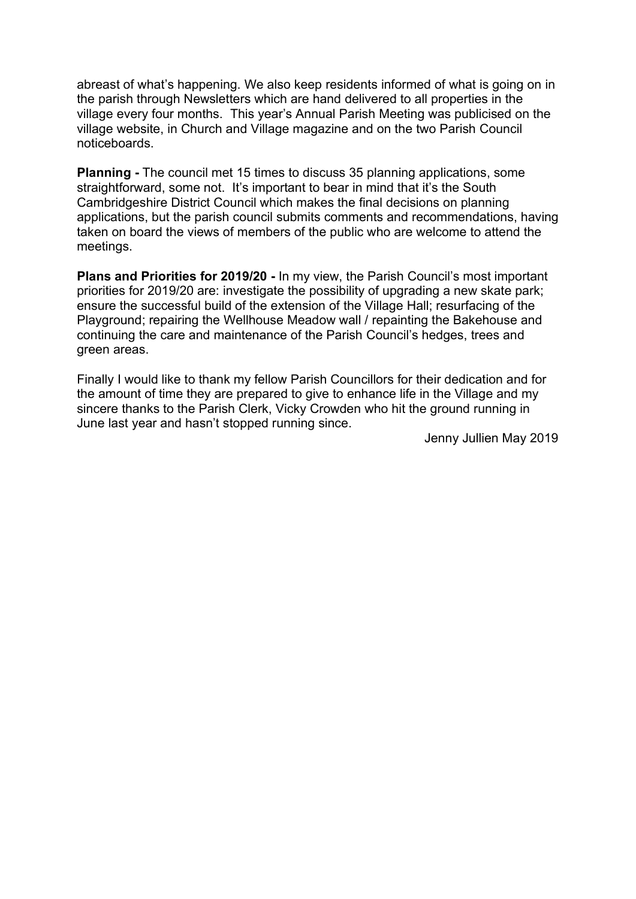abreast of what's happening. We also keep residents informed of what is going on in the parish through Newsletters which are hand delivered to all properties in the village every four months. This year's Annual Parish Meeting was publicised on the village website, in Church and Village magazine and on the two Parish Council noticeboards.

**Planning -** The council met 15 times to discuss 35 planning applications, some straightforward, some not. It's important to bear in mind that it's the South Cambridgeshire District Council which makes the final decisions on planning applications, but the parish council submits comments and recommendations, having taken on board the views of members of the public who are welcome to attend the meetings.

**Plans and Priorities for 2019/20 -** In my view, the Parish Council's most important priorities for 2019/20 are: investigate the possibility of upgrading a new skate park; ensure the successful build of the extension of the Village Hall; resurfacing of the Playground; repairing the Wellhouse Meadow wall / repainting the Bakehouse and continuing the care and maintenance of the Parish Council's hedges, trees and green areas.

Finally I would like to thank my fellow Parish Councillors for their dedication and for the amount of time they are prepared to give to enhance life in the Village and my sincere thanks to the Parish Clerk, Vicky Crowden who hit the ground running in June last year and hasn't stopped running since.

Jenny Jullien May 2019